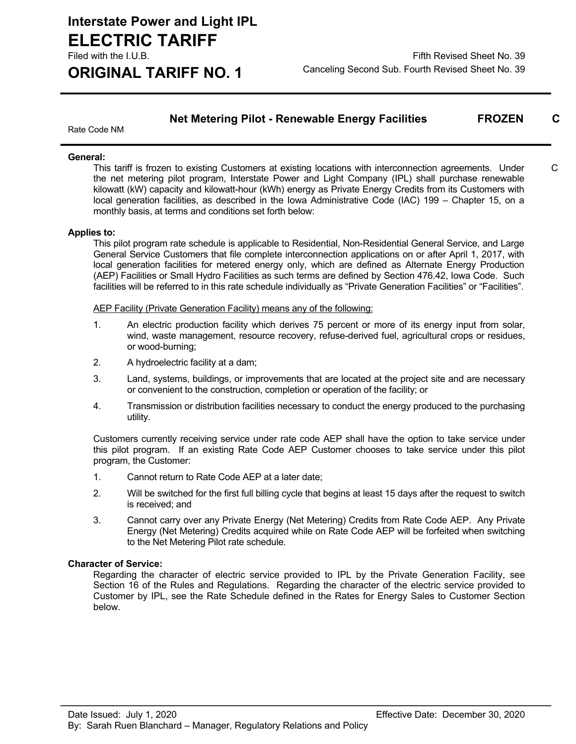**Interstate Power and Light IPL**
# ELECTRIC TARIFF
Filed with the I.U.B.

**ORIGINAL TARIFF NO. 1**

Fifth Revised Sheet No. 39
Canceling Second Sub. Fourth Revised Sheet No. 39

## Net Metering Pilot - Renewable Energy Facilities FROZEN C

Rate Code NM

**General:**

This tariff is frozen to existing Customers at existing locations with interconnection agreements. Under the net metering pilot program, Interstate Power and Light Company (IPL) shall purchase renewable kilowatt (kW) capacity and kilowatt-hour (kWh) energy as Private Energy Credits from its Customers with local generation facilities, as described in the Iowa Administrative Code (IAC) 199 – Chapter 15, on a monthly basis, at terms and conditions set forth below: C

**Applies to:**

This pilot program rate schedule is applicable to Residential, Non-Residential General Service, and Large General Service Customers that file complete interconnection applications on or after April 1, 2017, with local generation facilities for metered energy only, which are defined as Alternate Energy Production (AEP) Facilities or Small Hydro Facilities as such terms are defined by Section 476.42, Iowa Code. Such facilities will be referred to in this rate schedule individually as "Private Generation Facilities" or "Facilities".

AEP Facility (Private Generation Facility) means any of the following:

1. An electric production facility which derives 75 percent or more of its energy input from solar, wind, waste management, resource recovery, refuse-derived fuel, agricultural crops or residues, or wood-burning;
2. A hydroelectric facility at a dam;
3. Land, systems, buildings, or improvements that are located at the project site and are necessary or convenient to the construction, completion or operation of the facility; or
4. Transmission or distribution facilities necessary to conduct the energy produced to the purchasing utility.

Customers currently receiving service under rate code AEP shall have the option to take service under this pilot program. If an existing Rate Code AEP Customer chooses to take service under this pilot program, the Customer:

1. Cannot return to Rate Code AEP at a later date;
2. Will be switched for the first full billing cycle that begins at least 15 days after the request to switch is received; and
3. Cannot carry over any Private Energy (Net Metering) Credits from Rate Code AEP. Any Private Energy (Net Metering) Credits acquired while on Rate Code AEP will be forfeited when switching to the Net Metering Pilot rate schedule.

**Character of Service:**

Regarding the character of electric service provided to IPL by the Private Generation Facility, see Section 16 of the Rules and Regulations. Regarding the character of the electric service provided to Customer by IPL, see the Rate Schedule defined in the Rates for Energy Sales to Customer Section below.

Date Issued: July 1, 2020 Effective Date: December 30, 2020
By: Sarah Ruen Blanchard – Manager, Regulatory Relations and Policy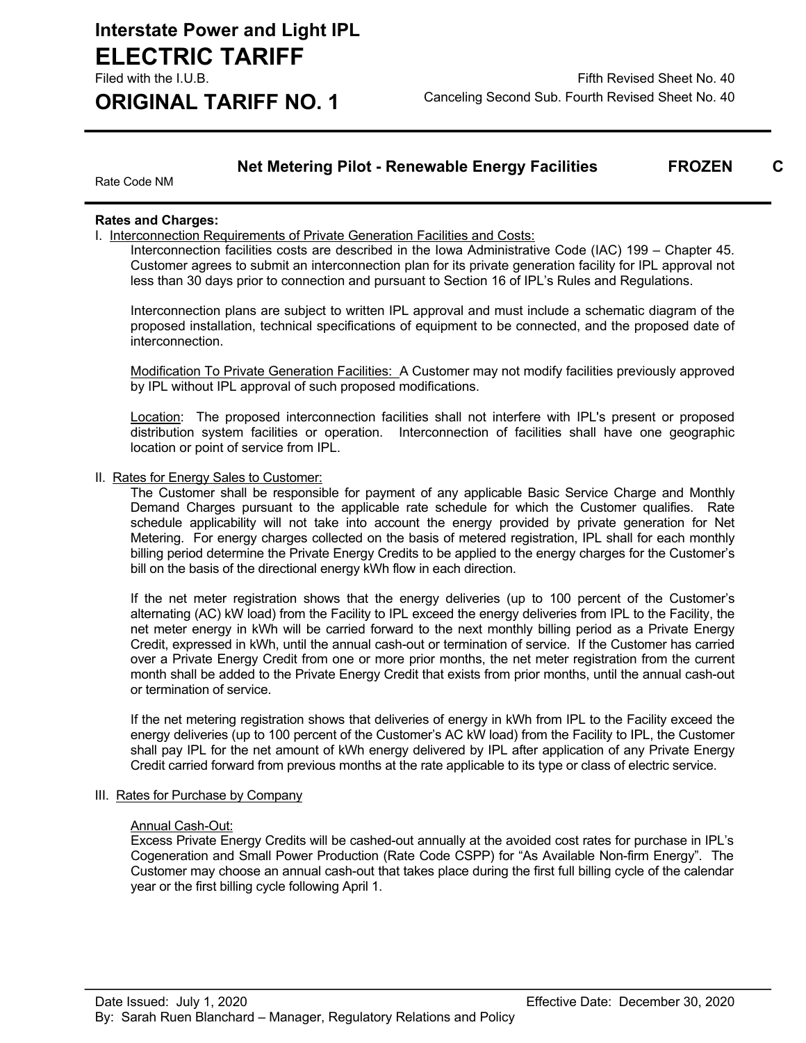# Interstate Power and Light IPL

# ELECTRIC TARIFF

Filed with the I.U.B.

# ORIGINAL TARIFF NO. 1

Fifth Revised Sheet No. 40
Canceling Second Sub. Fourth Revised Sheet No. 40

## Net Metering Pilot - Renewable Energy Facilities **FROZEN** C

Rate Code NM

**Rates and Charges:**

I. Interconnection Requirements of Private Generation Facilities and Costs:

Interconnection facilities costs are described in the Iowa Administrative Code (IAC) 199 – Chapter 45. Customer agrees to submit an interconnection plan for its private generation facility for IPL approval not less than 30 days prior to connection and pursuant to Section 16 of IPL's Rules and Regulations.

Interconnection plans are subject to written IPL approval and must include a schematic diagram of the proposed installation, technical specifications of equipment to be connected, and the proposed date of interconnection.

Modification To Private Generation Facilities: A Customer may not modify facilities previously approved by IPL without IPL approval of such proposed modifications.

Location: The proposed interconnection facilities shall not interfere with IPL's present or proposed distribution system facilities or operation. Interconnection of facilities shall have one geographic location or point of service from IPL.

II. Rates for Energy Sales to Customer:

The Customer shall be responsible for payment of any applicable Basic Service Charge and Monthly Demand Charges pursuant to the applicable rate schedule for which the Customer qualifies. Rate schedule applicability will not take into account the energy provided by private generation for Net Metering. For energy charges collected on the basis of metered registration, IPL shall for each monthly billing period determine the Private Energy Credits to be applied to the energy charges for the Customer's bill on the basis of the directional energy kWh flow in each direction.

If the net meter registration shows that the energy deliveries (up to 100 percent of the Customer's alternating (AC) kW load) from the Facility to IPL exceed the energy deliveries from IPL to the Facility, the net meter energy in kWh will be carried forward to the next monthly billing period as a Private Energy Credit, expressed in kWh, until the annual cash-out or termination of service. If the Customer has carried over a Private Energy Credit from one or more prior months, the net meter registration from the current month shall be added to the Private Energy Credit that exists from prior months, until the annual cash-out or termination of service.

If the net metering registration shows that deliveries of energy in kWh from IPL to the Facility exceed the energy deliveries (up to 100 percent of the Customer's AC kW load) from the Facility to IPL, the Customer shall pay IPL for the net amount of kWh energy delivered by IPL after application of any Private Energy Credit carried forward from previous months at the rate applicable to its type or class of electric service.

III. Rates for Purchase by Company

Annual Cash-Out:

Excess Private Energy Credits will be cashed-out annually at the avoided cost rates for purchase in IPL's Cogeneration and Small Power Production (Rate Code CSPP) for "As Available Non-firm Energy". The Customer may choose an annual cash-out that takes place during the first full billing cycle of the calendar year or the first billing cycle following April 1.

Date Issued: July 1, 2020
Effective Date: December 30, 2020
By: Sarah Ruen Blanchard – Manager, Regulatory Relations and Policy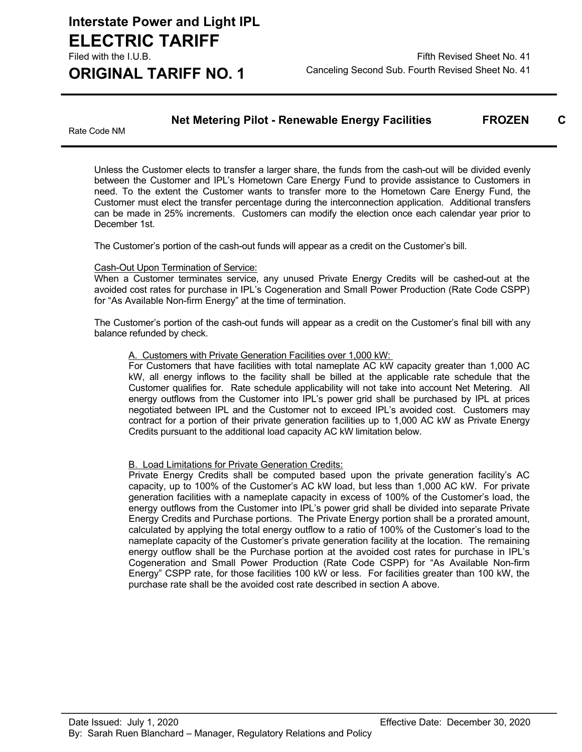Unless the Customer elects to transfer a larger share, the funds from the cash-out will be divided evenly between the Customer and IPL's Hometown Care Energy Fund to provide assistance to Customers in need. To the extent the Customer wants to transfer more to the Hometown Care Energy Fund, the Customer must elect the transfer percentage during the interconnection application. Additional transfers can be made in 25% increments. Customers can modify the election once each calendar year prior to December 1st.

The Customer's portion of the cash-out funds will appear as a credit on the Customer's bill.

Cash-Out Upon Termination of Service:
When a Customer terminates service, any unused Private Energy Credits will be cashed-out at the avoided cost rates for purchase in IPL's Cogeneration and Small Power Production (Rate Code CSPP) for "As Available Non-firm Energy" at the time of termination.

The Customer's portion of the cash-out funds will appear as a credit on the Customer's final bill with any balance refunded by check.

A. Customers with Private Generation Facilities over 1,000 kW:
For Customers that have facilities with total nameplate AC kW capacity greater than 1,000 AC kW, all energy inflows to the facility shall be billed at the applicable rate schedule that the Customer qualifies for. Rate schedule applicability will not take into account Net Metering. All energy outflows from the Customer into IPL's power grid shall be purchased by IPL at prices negotiated between IPL and the Customer not to exceed IPL's avoided cost. Customers may contract for a portion of their private generation facilities up to 1,000 AC kW as Private Energy Credits pursuant to the additional load capacity AC kW limitation below.

B. Load Limitations for Private Generation Credits:
Private Energy Credits shall be computed based upon the private generation facility's AC capacity, up to 100% of the Customer's AC kW load, but less than 1,000 AC kW. For private generation facilities with a nameplate capacity in excess of 100% of the Customer's load, the energy outflows from the Customer into IPL's power grid shall be divided into separate Private Energy Credits and Purchase portions. The Private Energy portion shall be a prorated amount, calculated by applying the total energy outflow to a ratio of 100% of the Customer's load to the nameplate capacity of the Customer's private generation facility at the location. The remaining energy outflow shall be the Purchase portion at the avoided cost rates for purchase in IPL's Cogeneration and Small Power Production (Rate Code CSPP) for "As Available Non-firm Energy" CSPP rate, for those facilities 100 kW or less. For facilities greater than 100 kW, the purchase rate shall be the avoided cost rate described in section A above.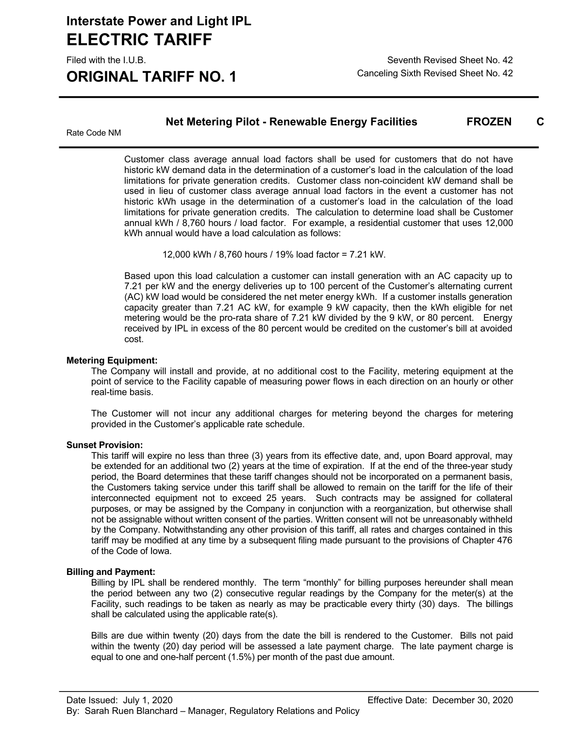# Net Metering Pilot - Renewable Energy Facilities FROZEN C

Rate Code NM

Customer class average annual load factors shall be used for customers that do not have historic kW demand data in the determination of a customer's load in the calculation of the load limitations for private generation credits. Customer class non-coincident kW demand shall be used in lieu of customer class average annual load factors in the event a customer has not historic kWh usage in the determination of a customer's load in the calculation of the load limitations for private generation credits. The calculation to determine load shall be Customer annual kWh / 8,760 hours / load factor. For example, a residential customer that uses 12,000 kWh annual would have a load calculation as follows:

12,000 kWh / 8,760 hours / 19% load factor = 7.21 kW.

Based upon this load calculation a customer can install generation with an AC capacity up to 7.21 per kW and the energy deliveries up to 100 percent of the Customer's alternating current (AC) kW load would be considered the net meter energy kWh. If a customer installs generation capacity greater than 7.21 AC kW, for example 9 kW capacity, then the kWh eligible for net metering would be the pro-rata share of 7.21 kW divided by the 9 kW, or 80 percent. Energy received by IPL in excess of the 80 percent would be credited on the customer's bill at avoided cost.

**Metering Equipment:**

The Company will install and provide, at no additional cost to the Facility, metering equipment at the point of service to the Facility capable of measuring power flows in each direction on an hourly or other real-time basis.

The Customer will not incur any additional charges for metering beyond the charges for metering provided in the Customer's applicable rate schedule.

**Sunset Provision:**

This tariff will expire no less than three (3) years from its effective date, and, upon Board approval, may be extended for an additional two (2) years at the time of expiration. If at the end of the three-year study period, the Board determines that these tariff changes should not be incorporated on a permanent basis, the Customers taking service under this tariff shall be allowed to remain on the tariff for the life of their interconnected equipment not to exceed 25 years. Such contracts may be assigned for collateral purposes, or may be assigned by the Company in conjunction with a reorganization, but otherwise shall not be assignable without written consent of the parties. Written consent will not be unreasonably withheld by the Company. Notwithstanding any other provision of this tariff, all rates and charges contained in this tariff may be modified at any time by a subsequent filing made pursuant to the provisions of Chapter 476 of the Code of Iowa.

**Billing and Payment:**

Billing by IPL shall be rendered monthly. The term "monthly" for billing purposes hereunder shall mean the period between any two (2) consecutive regular readings by the Company for the meter(s) at the Facility, such readings to be taken as nearly as may be practicable every thirty (30) days. The billings shall be calculated using the applicable rate(s).

Bills are due within twenty (20) days from the date the bill is rendered to the Customer. Bills not paid within the twenty (20) day period will be assessed a late payment charge. The late payment charge is equal to one and one-half percent (1.5%) per month of the past due amount.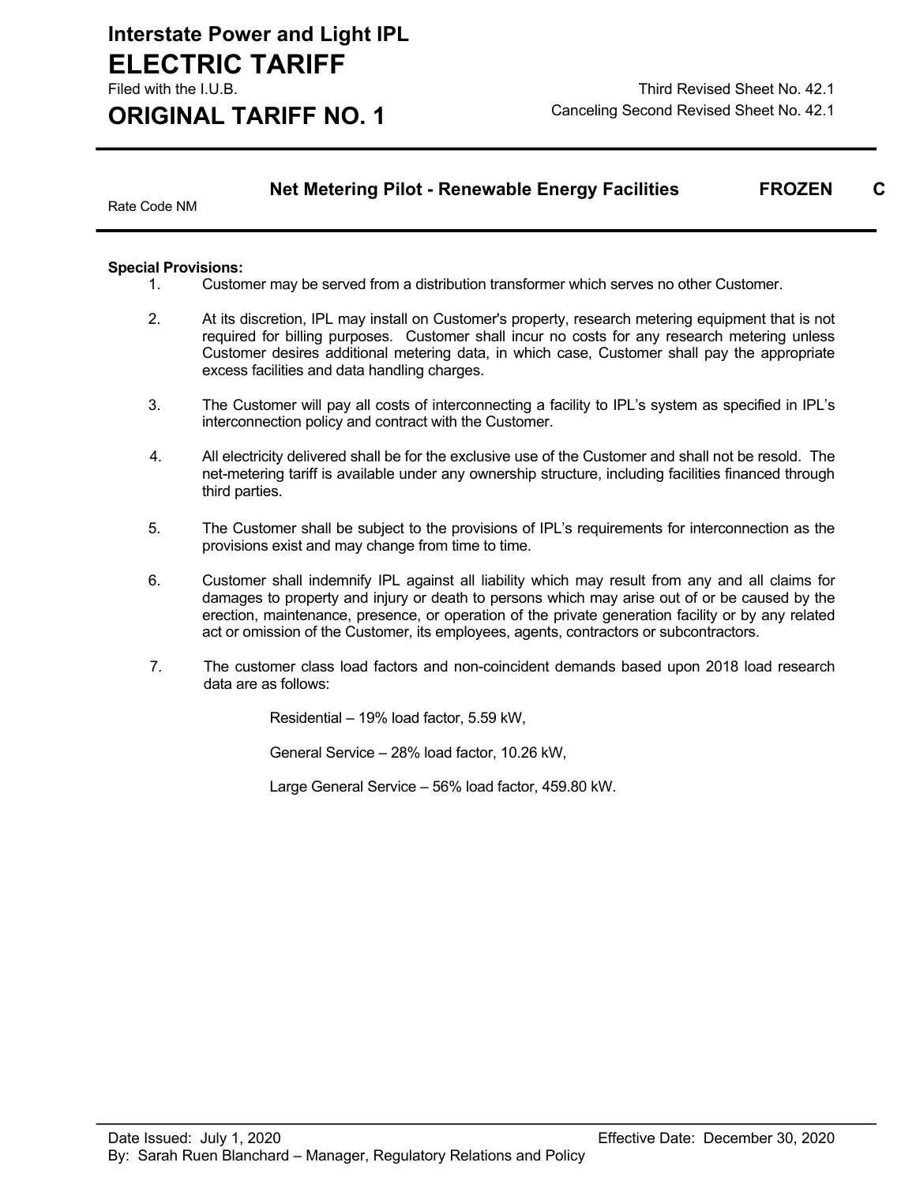# Interstate Power and Light IPL

# ELECTRIC TARIFF

Filed with the I.U.B.

# ORIGINAL TARIFF NO. 1

Third Revised Sheet No. 42.1
Canceling Second Revised Sheet No. 42.1

## Net Metering Pilot - Renewable Energy Facilities **FROZEN** **C**

Rate Code NM

**Special Provisions:**

1. Customer may be served from a distribution transformer which serves no other Customer.

2. At its discretion, IPL may install on Customer's property, research metering equipment that is not required for billing purposes. Customer shall incur no costs for any research metering unless Customer desires additional metering data, in which case, Customer shall pay the appropriate excess facilities and data handling charges.

3. The Customer will pay all costs of interconnecting a facility to IPL's system as specified in IPL's interconnection policy and contract with the Customer.

4. All electricity delivered shall be for the exclusive use of the Customer and shall not be resold. The net-metering tariff is available under any ownership structure, including facilities financed through third parties.

5. The Customer shall be subject to the provisions of IPL's requirements for interconnection as the provisions exist and may change from time to time.

6. Customer shall indemnify IPL against all liability which may result from any and all claims for damages to property and injury or death to persons which may arise out of or be caused by the erection, maintenance, presence, or operation of the private generation facility or by any related act or omission of the Customer, its employees, agents, contractors or subcontractors.

7. The customer class load factors and non-coincident demands based upon 2018 load research data are as follows:

   Residential – 19% load factor, 5.59 kW,

   General Service – 28% load factor, 10.26 kW,

   Large General Service – 56% load factor, 459.80 kW.

Date Issued: July 1, 2020
By: Sarah Ruen Blanchard – Manager, Regulatory Relations and Policy

Effective Date: December 30, 2020